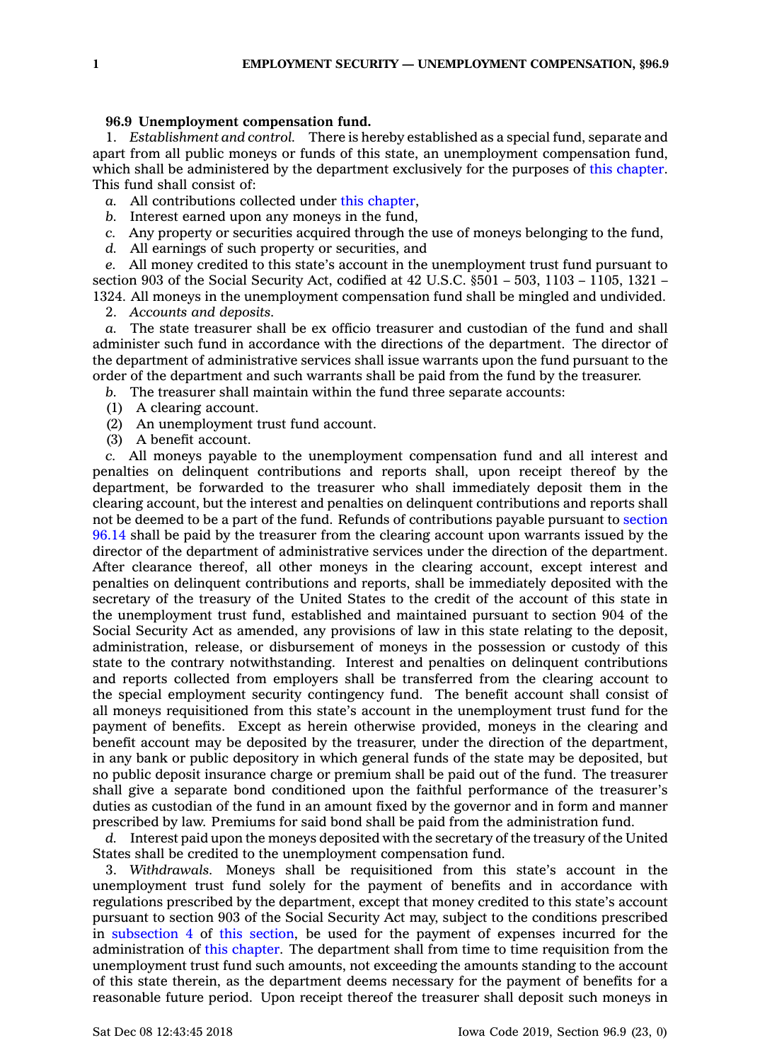**96.9 Unemployment compensation fund.**

1. *Establishment and control.* There is hereby established as a special fund, separate and apart from all public moneys or funds of this state, an unemployment compensation fund, which shall be administered by the department exclusively for the purposes of this chapter. This fund shall consist of:

*a.* All contributions collected under this chapter,

*b.* Interest earned upon any moneys in the fund,

*c.* Any property or securities acquired through the use of moneys belonging to the fund,

*d.* All earnings of such property or securities, and

*e.* All money credited to this state's account in the unemployment trust fund pursuant to section 903 of the Social Security Act, codified at 42 U.S.C. §501 – 503, 1103 – 1105, 1321 – 1324. All moneys in the unemployment compensation fund shall be mingled and undivided.

2. *Accounts and deposits.*

*a.* The state treasurer shall be ex officio treasurer and custodian of the fund and shall administer such fund in accordance with the directions of the department. The director of the department of administrative services shall issue warrants upon the fund pursuant to the order of the department and such warrants shall be paid from the fund by the treasurer.

*b.* The treasurer shall maintain within the fund three separate accounts:

(1) A clearing account.

(2) An unemployment trust fund account.

(3) A benefit account.

*c.* All moneys payable to the unemployment compensation fund and all interest and penalties on delinquent contributions and reports shall, upon receipt thereof by the department, be forwarded to the treasurer who shall immediately deposit them in the clearing account, but the interest and penalties on delinquent contributions and reports shall not be deemed to be a part of the fund. Refunds of contributions payable pursuant to section 96.14 shall be paid by the treasurer from the clearing account upon warrants issued by the director of the department of administrative services under the direction of the department. After clearance thereof, all other moneys in the clearing account, except interest and penalties on delinquent contributions and reports, shall be immediately deposited with the secretary of the treasury of the United States to the credit of the account of this state in the unemployment trust fund, established and maintained pursuant to section 904 of the Social Security Act as amended, any provisions of law in this state relating to the deposit, administration, release, or disbursement of moneys in the possession or custody of this state to the contrary notwithstanding. Interest and penalties on delinquent contributions and reports collected from employers shall be transferred from the clearing account to the special employment security contingency fund. The benefit account shall consist of all moneys requisitioned from this state's account in the unemployment trust fund for the payment of benefits. Except as herein otherwise provided, moneys in the clearing and benefit account may be deposited by the treasurer, under the direction of the department, in any bank or public depository in which general funds of the state may be deposited, but no public deposit insurance charge or premium shall be paid out of the fund. The treasurer shall give a separate bond conditioned upon the faithful performance of the treasurer's duties as custodian of the fund in an amount fixed by the governor and in form and manner prescribed by law. Premiums for said bond shall be paid from the administration fund.

*d.* Interest paid upon the moneys deposited with the secretary of the treasury of the United States shall be credited to the unemployment compensation fund.

3. *Withdrawals.* Moneys shall be requisitioned from this state's account in the unemployment trust fund solely for the payment of benefits and in accordance with regulations prescribed by the department, except that money credited to this state's account pursuant to section 903 of the Social Security Act may, subject to the conditions prescribed in subsection 4 of this section, be used for the payment of expenses incurred for the administration of this chapter. The department shall from time to time requisition from the unemployment trust fund such amounts, not exceeding the amounts standing to the account of this state therein, as the department deems necessary for the payment of benefits for a reasonable future period. Upon receipt thereof the treasurer shall deposit such moneys in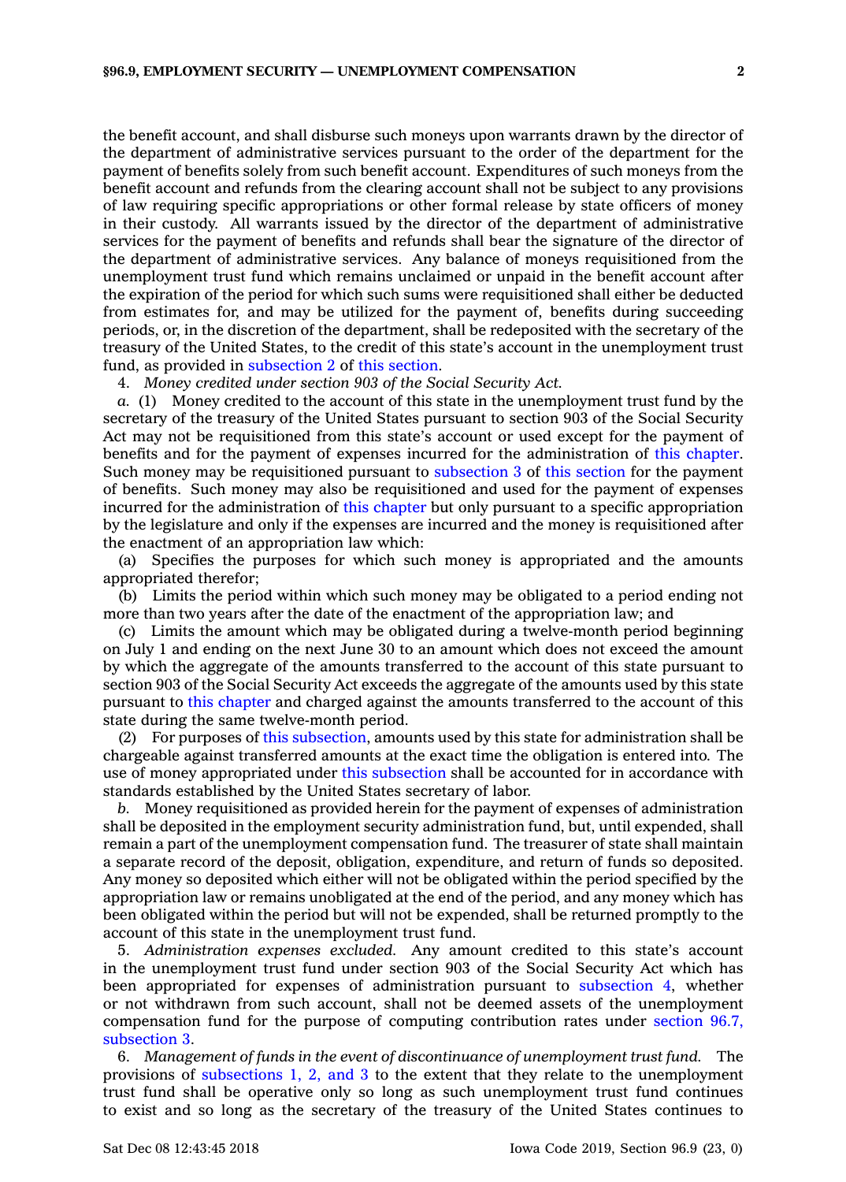the benefit account, and shall disburse such moneys upon warrants drawn by the director of the department of administrative services pursuant to the order of the department for the payment of benefits solely from such benefit account. Expenditures of such moneys from the benefit account and refunds from the clearing account shall not be subject to any provisions of law requiring specific appropriations or other formal release by state officers of money in their custody. All warrants issued by the director of the department of administrative services for the payment of benefits and refunds shall bear the signature of the director of the department of administrative services. Any balance of moneys requisitioned from the unemployment trust fund which remains unclaimed or unpaid in the benefit account after the expiration of the period for which such sums were requisitioned shall either be deducted from estimates for, and may be utilized for the payment of, benefits during succeeding periods, or, in the discretion of the department, shall be redeposited with the secretary of the treasury of the United States, to the credit of this state's account in the unemployment trust fund, as provided in subsection 2 of this section.

4. *Money credited under section 903 of the Social Security Act.*

*a.* (1) Money credited to the account of this state in the unemployment trust fund by the secretary of the treasury of the United States pursuant to section 903 of the Social Security Act may not be requisitioned from this state's account or used except for the payment of benefits and for the payment of expenses incurred for the administration of this chapter. Such money may be requisitioned pursuant to subsection 3 of this section for the payment of benefits. Such money may also be requisitioned and used for the payment of expenses incurred for the administration of this chapter but only pursuant to a specific appropriation by the legislature and only if the expenses are incurred and the money is requisitioned after the enactment of an appropriation law which:

(a) Specifies the purposes for which such money is appropriated and the amounts appropriated therefor;

(b) Limits the period within which such money may be obligated to a period ending not more than two years after the date of the enactment of the appropriation law; and

(c) Limits the amount which may be obligated during a twelve-month period beginning on July 1 and ending on the next June 30 to an amount which does not exceed the amount by which the aggregate of the amounts transferred to the account of this state pursuant to section 903 of the Social Security Act exceeds the aggregate of the amounts used by this state pursuant to this chapter and charged against the amounts transferred to the account of this state during the same twelve-month period.

(2) For purposes of this subsection, amounts used by this state for administration shall be chargeable against transferred amounts at the exact time the obligation is entered into. The use of money appropriated under this subsection shall be accounted for in accordance with standards established by the United States secretary of labor.

*b.* Money requisitioned as provided herein for the payment of expenses of administration shall be deposited in the employment security administration fund, but, until expended, shall remain a part of the unemployment compensation fund. The treasurer of state shall maintain a separate record of the deposit, obligation, expenditure, and return of funds so deposited. Any money so deposited which either will not be obligated within the period specified by the appropriation law or remains unobligated at the end of the period, and any money which has been obligated within the period but will not be expended, shall be returned promptly to the account of this state in the unemployment trust fund.

5. *Administration expenses excluded.* Any amount credited to this state's account in the unemployment trust fund under section 903 of the Social Security Act which has been appropriated for expenses of administration pursuant to subsection 4, whether or not withdrawn from such account, shall not be deemed assets of the unemployment compensation fund for the purpose of computing contribution rates under section 96.7, subsection 3.

6. *Management of funds in the event of discontinuance of unemployment trust fund.* The provisions of subsections 1, 2, and 3 to the extent that they relate to the unemployment trust fund shall be operative only so long as such unemployment trust fund continues to exist and so long as the secretary of the treasury of the United States continues to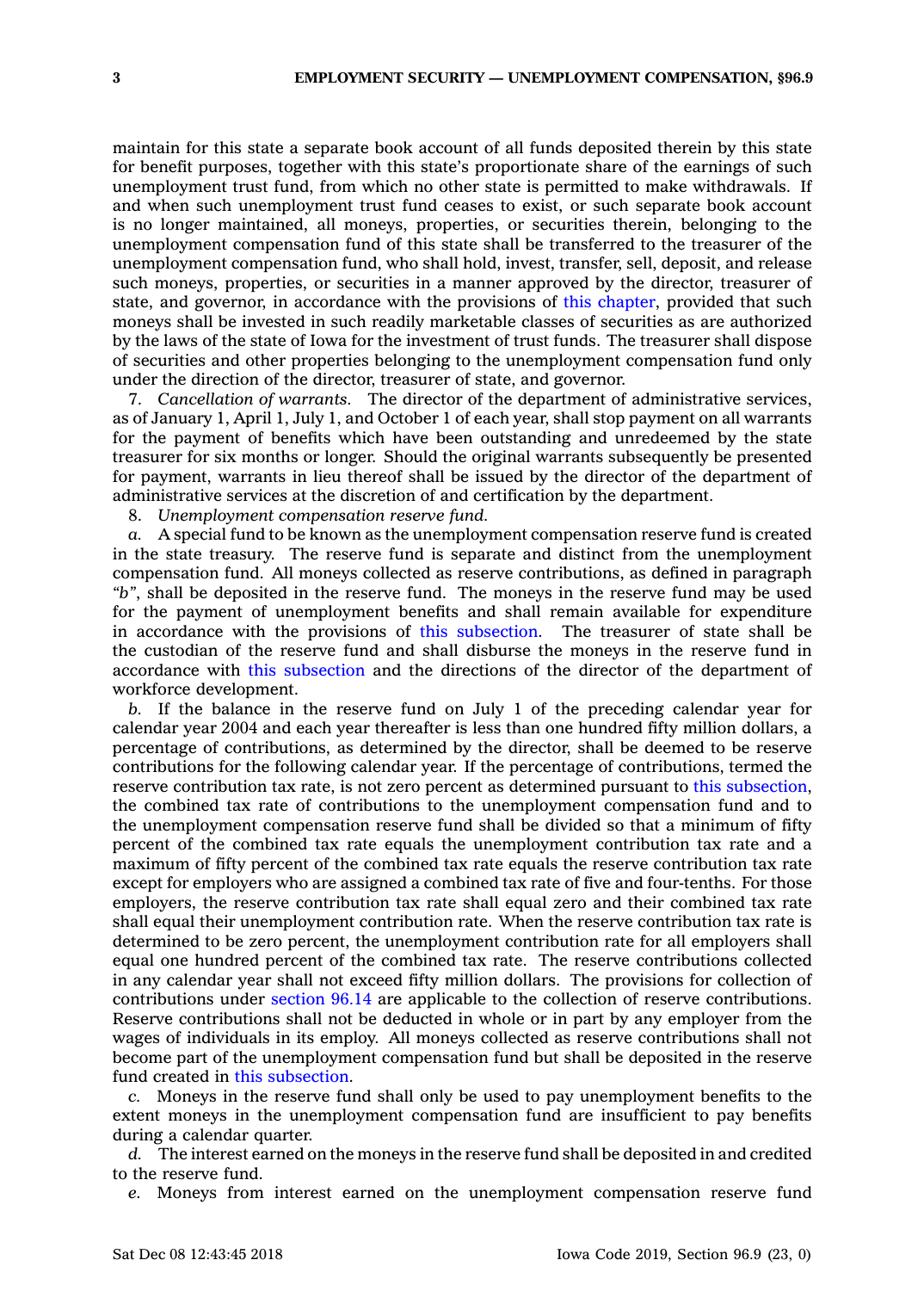maintain for this state a separate book account of all funds deposited therein by this state for benefit purposes, together with this state's proportionate share of the earnings of such unemployment trust fund, from which no other state is permitted to make withdrawals. If and when such unemployment trust fund ceases to exist, or such separate book account is no longer maintained, all moneys, properties, or securities therein, belonging to the unemployment compensation fund of this state shall be transferred to the treasurer of the unemployment compensation fund, who shall hold, invest, transfer, sell, deposit, and release such moneys, properties, or securities in a manner approved by the director, treasurer of state, and governor, in accordance with the provisions of this chapter, provided that such moneys shall be invested in such readily marketable classes of securities as are authorized by the laws of the state of Iowa for the investment of trust funds. The treasurer shall dispose of securities and other properties belonging to the unemployment compensation fund only under the direction of the director, treasurer of state, and governor.

7. *Cancellation of warrants.* The director of the department of administrative services, as of January 1, April 1, July 1, and October 1 of each year, shall stop payment on all warrants for the payment of benefits which have been outstanding and unredeemed by the state treasurer for six months or longer. Should the original warrants subsequently be presented for payment, warrants in lieu thereof shall be issued by the director of the department of administrative services at the discretion of and certification by the department.

8. *Unemployment compensation reserve fund.*

*a.* A special fund to be known as the unemployment compensation reserve fund is created in the state treasury. The reserve fund is separate and distinct from the unemployment compensation fund. All moneys collected as reserve contributions, as defined in paragraph *"b"*, shall be deposited in the reserve fund. The moneys in the reserve fund may be used for the payment of unemployment benefits and shall remain available for expenditure in accordance with the provisions of this subsection. The treasurer of state shall be the custodian of the reserve fund and shall disburse the moneys in the reserve fund in accordance with this subsection and the directions of the director of the department of workforce development.

*b.* If the balance in the reserve fund on July 1 of the preceding calendar year for calendar year 2004 and each year thereafter is less than one hundred fifty million dollars, a percentage of contributions, as determined by the director, shall be deemed to be reserve contributions for the following calendar year. If the percentage of contributions, termed the reserve contribution tax rate, is not zero percent as determined pursuant to this subsection, the combined tax rate of contributions to the unemployment compensation fund and to the unemployment compensation reserve fund shall be divided so that a minimum of fifty percent of the combined tax rate equals the unemployment contribution tax rate and a maximum of fifty percent of the combined tax rate equals the reserve contribution tax rate except for employers who are assigned a combined tax rate of five and four-tenths. For those employers, the reserve contribution tax rate shall equal zero and their combined tax rate shall equal their unemployment contribution rate. When the reserve contribution tax rate is determined to be zero percent, the unemployment contribution rate for all employers shall equal one hundred percent of the combined tax rate. The reserve contributions collected in any calendar year shall not exceed fifty million dollars. The provisions for collection of contributions under section 96.14 are applicable to the collection of reserve contributions. Reserve contributions shall not be deducted in whole or in part by any employer from the wages of individuals in its employ. All moneys collected as reserve contributions shall not become part of the unemployment compensation fund but shall be deposited in the reserve fund created in this subsection.

*c.* Moneys in the reserve fund shall only be used to pay unemployment benefits to the extent moneys in the unemployment compensation fund are insufficient to pay benefits during a calendar quarter.

*d.* The interest earned on the moneys in the reserve fund shall be deposited in and credited to the reserve fund.

*e.* Moneys from interest earned on the unemployment compensation reserve fund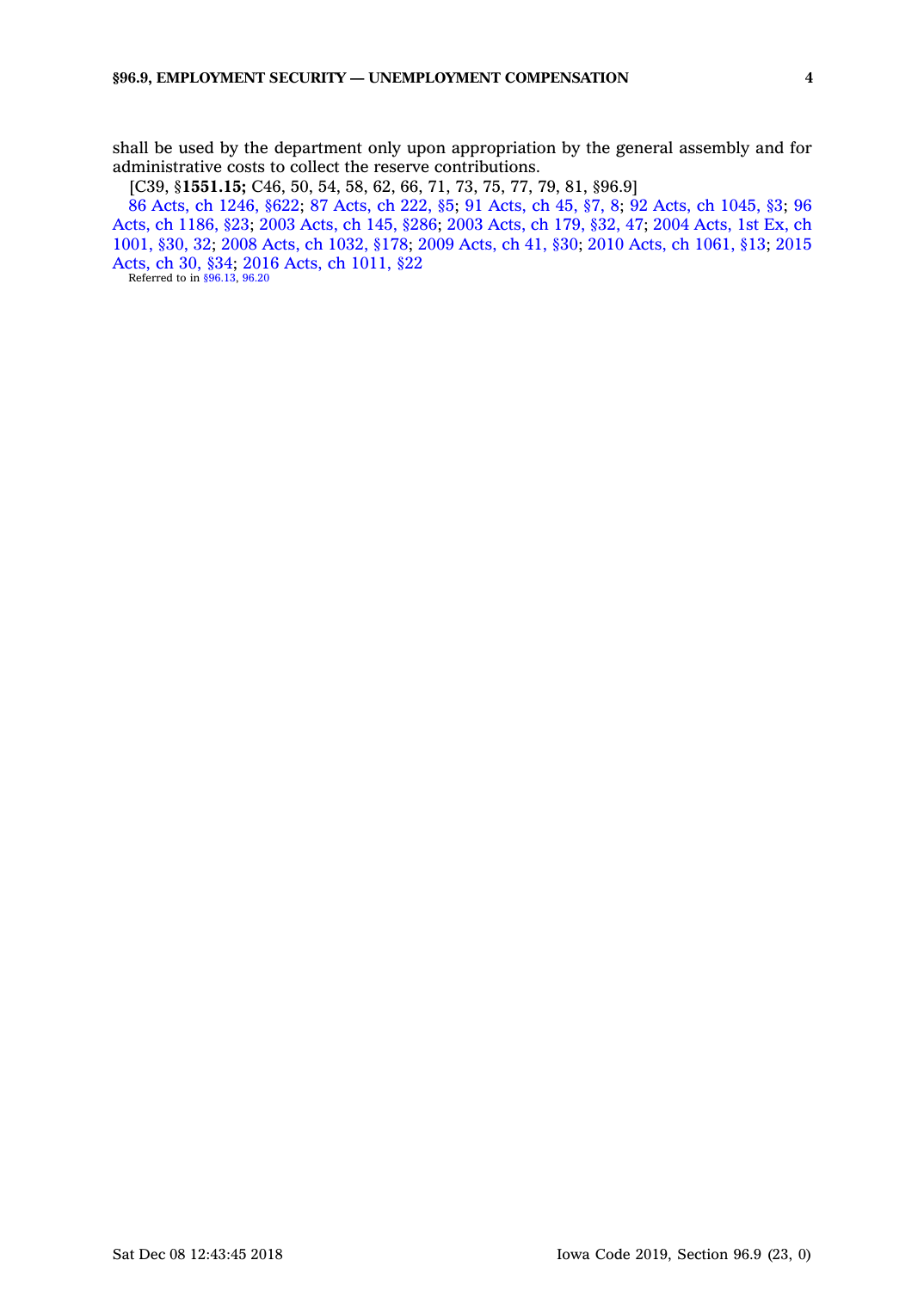shall be used by the department only upon appropriation by the general assembly and for administrative costs to collect the reserve contributions.

[C39, §**1551.15;** C46, 50, 54, 58, 62, 66, 71, 73, 75, 77, 79, 81, §96.9]

86 Acts, ch 1246, §622; 87 Acts, ch 222, §5; 91 Acts, ch 45, §7, 8; 92 Acts, ch 1045, §3; 96 Acts, ch 1186, §23; 2003 Acts, ch 145, §286; 2003 Acts, ch 179, §32, 47; 2004 Acts, 1st Ex, ch 1001, §30, 32; 2008 Acts, ch 1032, §178; 2009 Acts, ch 41, §30; 2010 Acts, ch 1061, §13; 2015 Acts, ch 30, §34; 2016 Acts, ch 1011, §22

Referred to in §96.13, 96.20